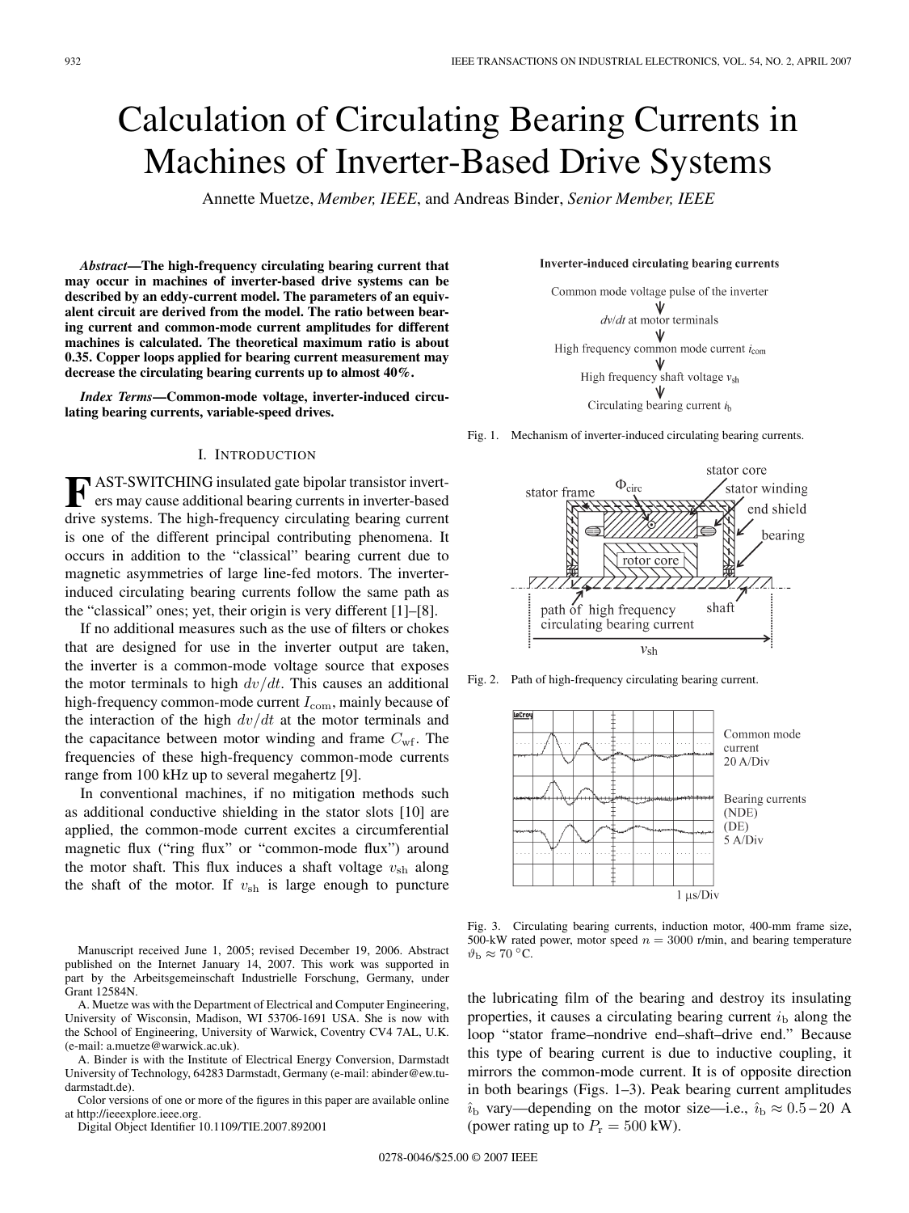# Calculation of Circulating Bearing Currents in Machines of Inverter-Based Drive Systems

Annette Muetze, *Member, IEEE*, and Andreas Binder, *Senior Member, IEEE*

***Abstract*—The high-frequency circulating bearing current that may occur in machines of inverter-based drive systems can be described by an eddy-current model. The parameters of an equivalent circuit are derived from the model. The ratio between bearing current and common-mode current amplitudes for different machines is calculated. The theoretical maximum ratio is about 0.35. Copper loops applied for bearing current measurement may decrease the circulating bearing currents up to almost 40%.**

***Index Terms*—Common-mode voltage, inverter-induced circulating bearing currents, variable-speed drives.**

## I. Introduction

FAST-SWITCHING insulated gate bipolar transistor inverters may cause additional bearing currents in inverter-based drive systems. The high-frequency circulating bearing current is one of the different principal contributing phenomena. It occurs in addition to the "classical" bearing current due to magnetic asymmetries of large line-fed motors. The inverter-induced circulating bearing currents follow the same path as the "classical" ones; yet, their origin is very different [1]–[8].

If no additional measures such as the use of filters or chokes that are designed for use in the inverter output are taken, the inverter is a common-mode voltage source that exposes the motor terminals to high $dv/dt$. This causes an additional high-frequency common-mode current $I_{\mathrm{com}}$, mainly because of the interaction of the high $dv/dt$ at the motor terminals and the capacitance between motor winding and frame $C_{\mathrm{wf}}$. The frequencies of these high-frequency common-mode currents range from 100 kHz up to several megahertz [9].

In conventional machines, if no mitigation methods such as additional conductive shielding in the stator slots [10] are applied, the common-mode current excites a circumferential magnetic flux ("ring flux" or "common-mode flux") around the motor shaft. This flux induces a shaft voltage $v_{\mathrm{sh}}$ along the shaft of the motor. If $v_{\mathrm{sh}}$ is large enough to puncture the lubricating film of the bearing and destroy its insulating properties, it causes a circulating bearing current $i_{\mathrm{b}}$ along the loop "stator frame–nondrive end–shaft–drive end." Because this type of bearing current is due to inductive coupling, it mirrors the common-mode current. It is of opposite direction in both bearings (Figs. 1–3). Peak bearing current amplitudes $\hat{i}_{\mathrm{b}}$ vary—depending on the motor size—i.e., $\hat{i}_{\mathrm{b}} \approx 0.5-20$ A (power rating up to $P_{\mathrm{r}} = 500$ kW).

**Inverter-induced circulating bearing currents**

Common mode voltage pulse of the inverter
↓
$dv/dt$ at motor terminals
↓
High frequency common mode current $i_{\mathrm{com}}$
↓
High frequency shaft voltage $v_{\mathrm{sh}}$
↓
Circulating bearing current $i_{\mathrm{b}}$

Fig. 1. Mechanism of inverter-induced circulating bearing currents.

Fig. 2. Path of high-frequency circulating bearing current.

Fig. 3. Circulating bearing currents, induction motor, 400-mm frame size, 500-kW rated power, motor speed $n = 3000$ r/min, and bearing temperature $\vartheta_{\mathrm{b}} \approx 70\,^{\circ}\mathrm{C}$.

Manuscript received June 1, 2005; revised December 19, 2006. Abstract published on the Internet January 14, 2007. This work was supported in part by the Arbeitsgemeinschaft Industrielle Forschung, Germany, under Grant 12584N.

A. Muetze was with the Department of Electrical and Computer Engineering, University of Wisconsin, Madison, WI 53706-1691 USA. She is now with the School of Engineering, University of Warwick, Coventry CV4 7AL, U.K. (e-mail: a.muetze@warwick.ac.uk).

A. Binder is with the Institute of Electrical Energy Conversion, Darmstadt University of Technology, 64283 Darmstadt, Germany (e-mail: abinder@ew.tu-darmstadt.de).

Color versions of one or more of the figures in this paper are available online at http://ieeexplore.ieee.org.

Digital Object Identifier 10.1109/TIE.2007.892001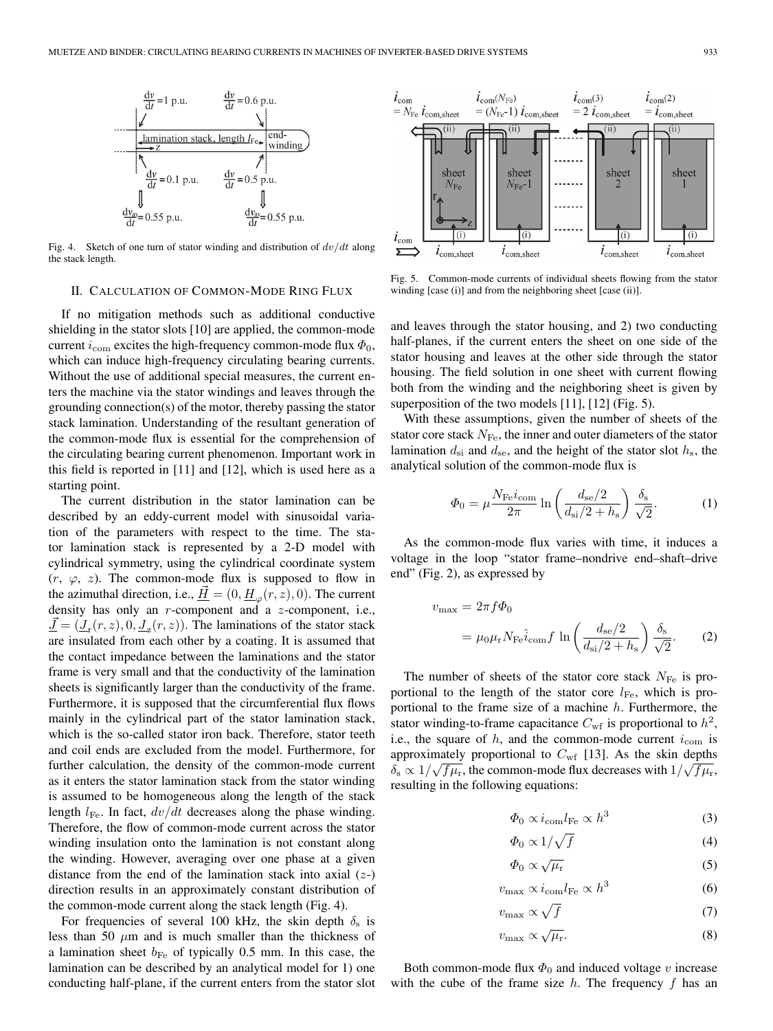Fig. 4. Sketch of one turn of stator winding and distribution of $dv/dt$ along the stack length.

Fig. 5. Common-mode currents of individual sheets flowing from the stator winding [case (i)] and from the neighboring sheet [case (ii)].

## II. Calculation of Common-Mode Ring Flux

If no mitigation methods such as additional conductive shielding in the stator slots [10] are applied, the common-mode current $i_{\rm com}$ excites the high-frequency common-mode flux $\Phi_0$, which can induce high-frequency circulating bearing currents. Without the use of additional special measures, the current enters the machine via the stator windings and leaves through the grounding connection(s) of the motor, thereby passing the stator stack lamination. Understanding of the resultant generation of the common-mode flux is essential for the comprehension of the circulating bearing current phenomenon. Important work in this field is reported in [11] and [12], which is used here as a starting point.

The current distribution in the stator lamination can be described by an eddy-current model with sinusoidal variation of the parameters with respect to the time. The stator lamination stack is represented by a 2-D model with cylindrical symmetry, using the cylindrical coordinate system ($r$, $\varphi$, $z$). The common-mode flux is supposed to flow in the azimuthal direction, i.e., $\underline{\vec{H}} = (0, \underline{H}_{\varphi}(r,z), 0)$. The current density has only an $r$-component and a $z$-component, i.e., $\underline{\vec{J}} = (\underline{J}_{\rm r}(r,z), 0, \underline{J}_{\rm z}(r,z))$. The laminations of the stator stack are insulated from each other by a coating. It is assumed that the contact impedance between the laminations and the stator frame is very small and that the conductivity of the lamination sheets is significantly larger than the conductivity of the frame. Furthermore, it is supposed that the circumferential flux flows mainly in the cylindrical part of the stator lamination stack, which is the so-called stator iron back. Therefore, stator teeth and coil ends are excluded from the model. Furthermore, for further calculation, the density of the common-mode current as it enters the stator lamination stack from the stator winding is assumed to be homogeneous along the length of the stack length $l_{\rm Fe}$. In fact, $dv/dt$ decreases along the phase winding. Therefore, the flow of common-mode current across the stator winding insulation onto the lamination is not constant along the winding. However, averaging over one phase at a given distance from the end of the lamination stack into axial ($z$-) direction results in an approximately constant distribution of the common-mode current along the stack length (Fig. 4).

For frequencies of several 100 kHz, the skin depth $\delta_{\rm s}$ is less than 50 $\mu$m and is much smaller than the thickness of a lamination sheet $b_{\rm Fe}$ of typically 0.5 mm. In this case, the lamination can be described by an analytical model for 1) one conducting half-plane, if the current enters from the stator slot and leaves through the stator housing, and 2) two conducting half-planes, if the current enters the sheet on one side of the stator housing and leaves at the other side through the stator housing. The field solution in one sheet with current flowing both from the winding and the neighboring sheet is given by superposition of the two models [11], [12] (Fig. 5).

With these assumptions, given the number of sheets of the stator core stack $N_{\rm Fe}$, the inner and outer diameters of the stator lamination $d_{\rm si}$ and $d_{\rm se}$, and the height of the stator slot $h_{\rm s}$, the analytical solution of the common-mode flux is

$$\Phi_0 = \mu \frac{N_{\rm Fe} i_{\rm com}}{2\pi} \ln\left(\frac{d_{\rm se}/2}{d_{\rm si}/2 + h_{\rm s}}\right) \frac{\delta_{\rm s}}{\sqrt{2}}. \tag{1}$$

As the common-mode flux varies with time, it induces a voltage in the loop "stator frame–nondrive end–shaft–drive end" (Fig. 2), as expressed by

$$\begin{aligned} v_{\max} &= 2\pi f \Phi_0 \\ &= \mu_0 \mu_{\rm r} N_{\rm Fe} \hat{i}_{\rm com} f \ln\left(\frac{d_{\rm se}/2}{d_{\rm si}/2 + h_{\rm s}}\right) \frac{\delta_{\rm s}}{\sqrt{2}}. \end{aligned} \tag{2}$$

The number of sheets of the stator core stack $N_{\rm Fe}$ is proportional to the length of the stator core $l_{\rm Fe}$, which is proportional to the frame size of a machine $h$. Furthermore, the stator winding-to-frame capacitance $C_{\rm wf}$ is proportional to $h^2$, i.e., the square of $h$, and the common-mode current $i_{\rm com}$ is approximately proportional to $C_{\rm wf}$ [13]. As the skin depths $\delta_{\rm s} \propto 1/\sqrt{f\mu_{\rm r}}$, the common-mode flux decreases with $1/\sqrt{f\mu_{\rm r}}$, resulting in the following equations:

$$\Phi_0 \propto i_{\rm com} l_{\rm Fe} \propto h^3 \tag{3}$$

$$\Phi_0 \propto 1/\sqrt{f} \tag{4}$$

$$\Phi_0 \propto \sqrt{\mu_{\rm r}} \tag{5}$$

$$v_{\max} \propto i_{\rm com} l_{\rm Fe} \propto h^3 \tag{6}$$

$$v_{\max} \propto \sqrt{f} \tag{7}$$

$$v_{\max} \propto \sqrt{\mu_{\rm r}}. \tag{8}$$

Both common-mode flux $\Phi_0$ and induced voltage $v$ increase with the cube of the frame size $h$. The frequency $f$ has an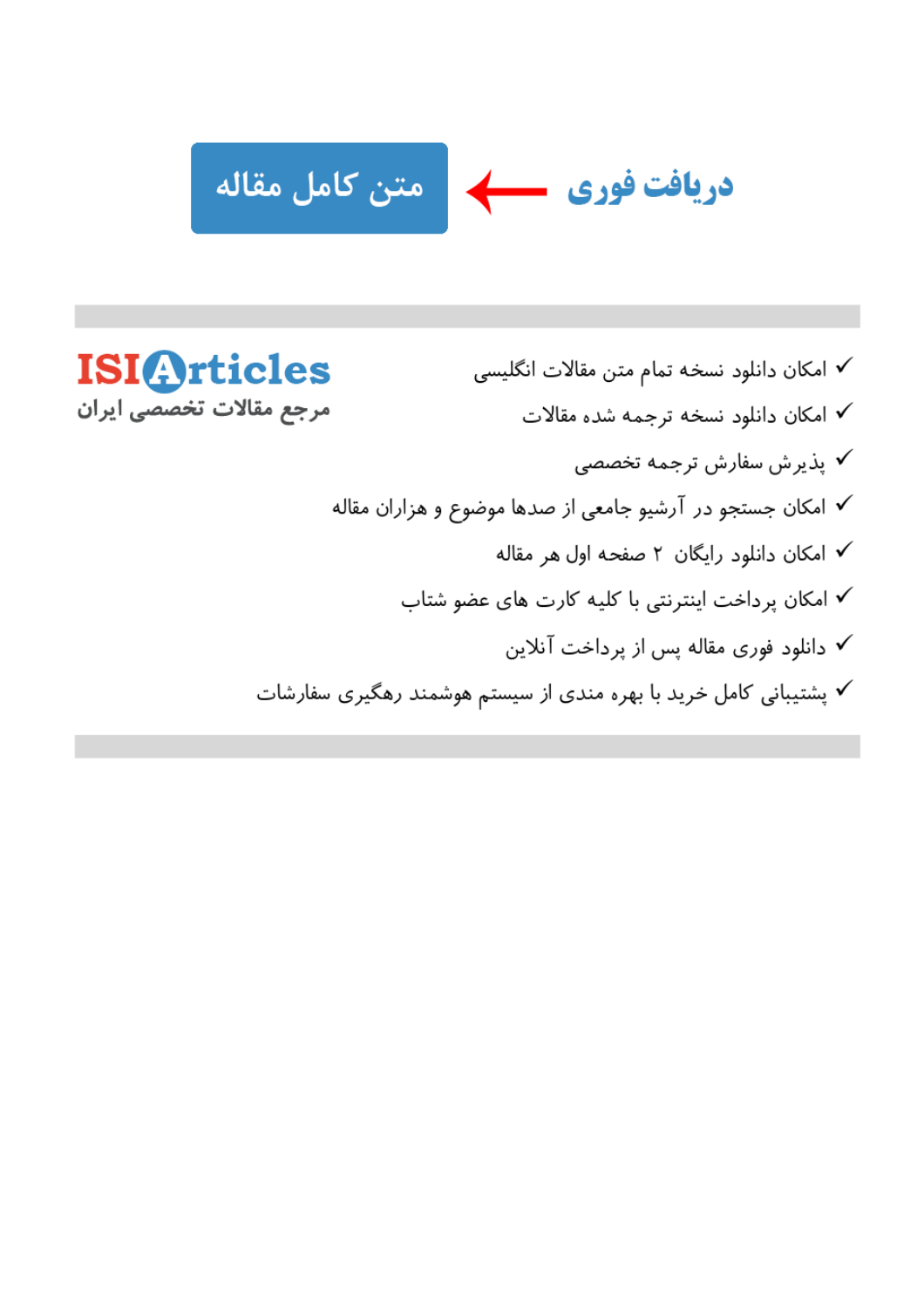دریافت فوری ← متن کامل مقاله

**ISIArticles**
مرجع مقالات تخصصی ایران

- ✓ امکان دانلود نسخه تمام متن مقالات انگلیسی
- ✓ امکان دانلود نسخه ترجمه شده مقالات
- ✓ پذیرش سفارش ترجمه تخصصی
- ✓ امکان جستجو در آرشیو جامعی از صدها موضوع و هزاران مقاله
- ✓ امکان دانلود رایگان ۲ صفحه اول هر مقاله
- ✓ امکان پرداخت اینترنتی با کلیه کارت های عضو شتاب
- ✓ دانلود فوری مقاله پس از پرداخت آنلاین
- ✓ پشتیبانی کامل خرید با بهره مندی از سیستم هوشمند رهگیری سفارشات